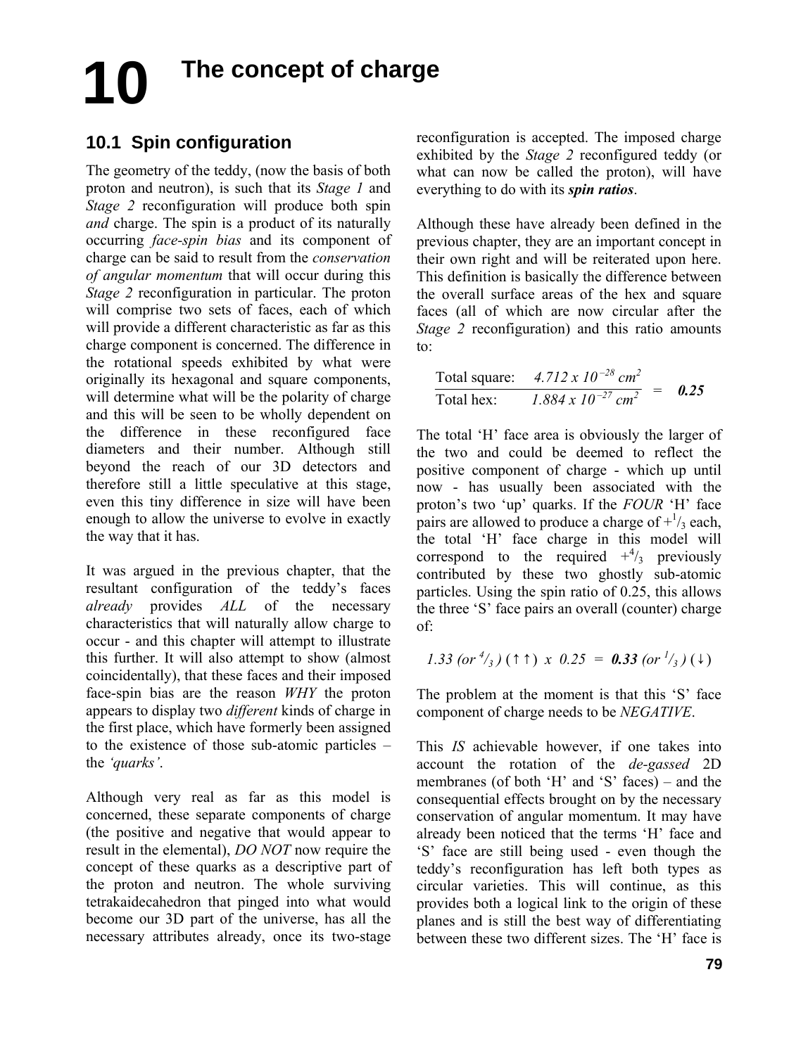# 10 The concept of charge

## 10.1 Spin configuration

The geometry of the teddy, (now the basis of both proton and neutron), is such that its *Stage 1* and *Stage 2* reconfiguration will produce both spin *and* charge. The spin is a product of its naturally occurring *face-spin bias* and its component of charge can be said to result from the *conservation of angular momentum* that will occur during this *Stage 2* reconfiguration in particular. The proton will comprise two sets of faces, each of which will provide a different characteristic as far as this charge component is concerned. The difference in the rotational speeds exhibited by what were originally its hexagonal and square components, will determine what will be the polarity of charge and this will be seen to be wholly dependent on the difference in these reconfigured face diameters and their number. Although still beyond the reach of our 3D detectors and therefore still a little speculative at this stage, even this tiny difference in size will have been enough to allow the universe to evolve in exactly the way that it has.

It was argued in the previous chapter, that the resultant configuration of the teddy's faces *already* provides *ALL* of the necessary characteristics that will naturally allow charge to occur - and this chapter will attempt to illustrate this further. It will also attempt to show (almost coincidentally), that these faces and their imposed face-spin bias are the reason *WHY* the proton appears to display two *different* kinds of charge in the first place, which have formerly been assigned to the existence of those sub-atomic particles – the *'quarks'*.

Although very real as far as this model is concerned, these separate components of charge (the positive and negative that would appear to result in the elemental), *DO NOT* now require the concept of these quarks as a descriptive part of the proton and neutron. The whole surviving tetrakaidecahedron that pinged into what would become our 3D part of the universe, has all the necessary attributes already, once its two-stage reconfiguration is accepted. The imposed charge exhibited by the *Stage 2* reconfigured teddy (or what can now be called the proton), will have everything to do with its ***spin ratios***.

Although these have already been defined in the previous chapter, they are an important concept in their own right and will be reiterated upon here. This definition is basically the difference between the overall surface areas of the hex and square faces (all of which are now circular after the *Stage 2* reconfiguration) and this ratio amounts to:

$$\frac{\text{Total square:} \quad 4.712 \times 10^{-28}\ cm^2}{\text{Total hex:} \quad 1.884 \times 10^{-27}\ cm^2} = \mathbf{0.25}$$

The total 'H' face area is obviously the larger of the two and could be deemed to reflect the positive component of charge - which up until now - has usually been associated with the proton's two 'up' quarks. If the *FOUR* 'H' face pairs are allowed to produce a charge of $+^1/_3$ each, the total 'H' face charge in this model will correspond to the required $+^4/_3$ previously contributed by these two ghostly sub-atomic particles. Using the spin ratio of 0.25, this allows the three 'S' face pairs an overall (counter) charge of:

$$1.33 \text{ (or } ^4/_3\text{)} \ (\uparrow\uparrow) \ \times \ 0.25 \ = \ \mathbf{0.33} \text{ (or } ^1/_3\text{)} \ (\downarrow)$$

The problem at the moment is that this 'S' face component of charge needs to be *NEGATIVE*.

This *IS* achievable however, if one takes into account the rotation of the *de-gassed* 2D membranes (of both 'H' and 'S' faces) – and the consequential effects brought on by the necessary conservation of angular momentum. It may have already been noticed that the terms 'H' face and 'S' face are still being used - even though the teddy's reconfiguration has left both types as circular varieties. This will continue, as this provides both a logical link to the origin of these planes and is still the best way of differentiating between these two different sizes. The 'H' face is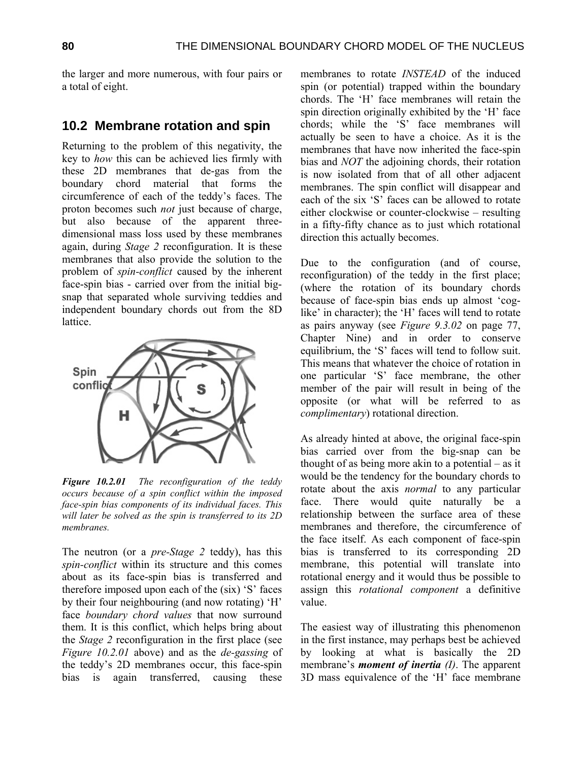the larger and more numerous, with four pairs or a total of eight.

## 10.2 Membrane rotation and spin

Returning to the problem of this negativity, the key to *how* this can be achieved lies firmly with these 2D membranes that de-gas from the boundary chord material that forms the circumference of each of the teddy's faces. The proton becomes such *not* just because of charge, but also because of the apparent three-dimensional mass loss used by these membranes again, during *Stage 2* reconfiguration. It is these membranes that also provide the solution to the problem of *spin-conflict* caused by the inherent face-spin bias - carried over from the initial big-snap that separated whole surviving teddies and independent boundary chords out from the 8D lattice.

***Figure 10.2.01*** *The reconfiguration of the teddy occurs because of a spin conflict within the imposed face-spin bias components of its individual faces. This will later be solved as the spin is transferred to its 2D membranes.*

The neutron (or a *pre-Stage 2* teddy), has this *spin-conflict* within its structure and this comes about as its face-spin bias is transferred and therefore imposed upon each of the (six) 'S' faces by their four neighbouring (and now rotating) 'H' face *boundary chord values* that now surround them. It is this conflict, which helps bring about the *Stage 2* reconfiguration in the first place (see *Figure 10.2.01* above) and as the *de-gassing* of the teddy's 2D membranes occur, this face-spin bias is again transferred, causing these membranes to rotate *INSTEAD* of the induced spin (or potential) trapped within the boundary chords. The 'H' face membranes will retain the spin direction originally exhibited by the 'H' face chords; while the 'S' face membranes will actually be seen to have a choice. As it is the membranes that have now inherited the face-spin bias and *NOT* the adjoining chords, their rotation is now isolated from that of all other adjacent membranes. The spin conflict will disappear and each of the six 'S' faces can be allowed to rotate either clockwise or counter-clockwise – resulting in a fifty-fifty chance as to just which rotational direction this actually becomes.

Due to the configuration (and of course, reconfiguration) of the teddy in the first place; (where the rotation of its boundary chords because of face-spin bias ends up almost 'cog-like' in character); the 'H' faces will tend to rotate as pairs anyway (see *Figure 9.3.02* on page 77, Chapter Nine) and in order to conserve equilibrium, the 'S' faces will tend to follow suit. This means that whatever the choice of rotation in one particular 'S' face membrane, the other member of the pair will result in being of the opposite (or what will be referred to as *complimentary*) rotational direction.

As already hinted at above, the original face-spin bias carried over from the big-snap can be thought of as being more akin to a potential – as it would be the tendency for the boundary chords to rotate about the axis *normal* to any particular face. There would quite naturally be a relationship between the surface area of these membranes and therefore, the circumference of the face itself. As each component of face-spin bias is transferred to its corresponding 2D membrane, this potential will translate into rotational energy and it would thus be possible to assign this *rotational component* a definitive value.

The easiest way of illustrating this phenomenon in the first instance, may perhaps best be achieved by looking at what is basically the 2D membrane's ***moment of inertia (I)***. The apparent 3D mass equivalence of the 'H' face membrane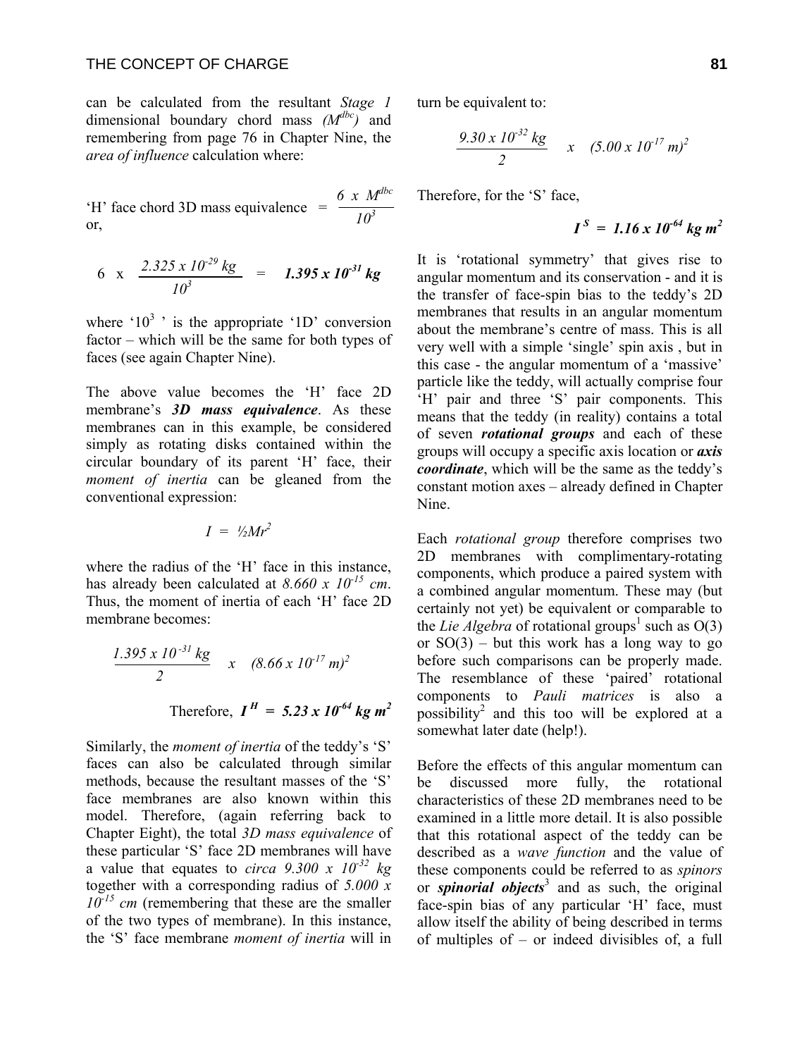can be calculated from the resultant *Stage 1* dimensional boundary chord mass *($M^{dbc}$)* and remembering from page 76 in Chapter Nine, the *area of influence* calculation where:

$$\text{'H' face chord 3D mass equivalence} = \frac{6 \times M^{dbc}}{10^3}$$

or,

$$6 \times \frac{2.325 \times 10^{-29}\ kg}{10^3} = \mathbf{1.395 \times 10^{-31}\ kg}$$

where '$10^3$ ' is the appropriate '1D' conversion factor – which will be the same for both types of faces (see again Chapter Nine).

The above value becomes the 'H' face 2D membrane's ***3D mass equivalence***. As these membranes can in this example, be considered simply as rotating disks contained within the circular boundary of its parent 'H' face, their *moment of inertia* can be gleaned from the conventional expression:

$$I = ½Mr^2$$

where the radius of the 'H' face in this instance, has already been calculated at $8.660 \times 10^{-15}$ *cm*. Thus, the moment of inertia of each 'H' face 2D membrane becomes:

$$\frac{1.395 \times 10^{-31}\ kg}{2} \times (8.66 \times 10^{-17}\ m)^2$$

$$\text{Therefore, } \boldsymbol{I^H = 5.23 \times 10^{-64}\ kg\ m^2}$$

Similarly, the *moment of inertia* of the teddy's 'S' faces can also be calculated through similar methods, because the resultant masses of the 'S' face membranes are also known within this model. Therefore, (again referring back to Chapter Eight), the total *3D mass equivalence* of these particular 'S' face 2D membranes will have a value that equates to *circa* $9.300 \times 10^{-32}$ *kg* together with a corresponding radius of $5.000 \times 10^{-15}$ *cm* (remembering that these are the smaller of the two types of membrane). In this instance, the 'S' face membrane *moment of inertia* will in turn be equivalent to:

$$\frac{9.30 \times 10^{-32}\ kg}{2} \times (5.00 \times 10^{-17}\ m)^2$$

Therefore, for the 'S' face,

$$\boldsymbol{I^S = 1.16 \times 10^{-64}\ kg\ m^2}$$

It is 'rotational symmetry' that gives rise to angular momentum and its conservation - and it is the transfer of face-spin bias to the teddy's 2D membranes that results in an angular momentum about the membrane's centre of mass. This is all very well with a simple 'single' spin axis , but in this case - the angular momentum of a 'massive' particle like the teddy, will actually comprise four 'H' pair and three 'S' pair components. This means that the teddy (in reality) contains a total of seven ***rotational groups*** and each of these groups will occupy a specific axis location or ***axis coordinate***, which will be the same as the teddy's constant motion axes – already defined in Chapter Nine.

Each *rotational group* therefore comprises two 2D membranes with complimentary-rotating components, which produce a paired system with a combined angular momentum. These may (but certainly not yet) be equivalent or comparable to the *Lie Algebra* of rotational groups[1] such as O(3) or SO(3) – but this work has a long way to go before such comparisons can be properly made. The resemblance of these 'paired' rotational components to *Pauli matrices* is also a possibility[2] and this too will be explored at a somewhat later date (help!).

Before the effects of this angular momentum can be discussed more fully, the rotational characteristics of these 2D membranes need to be examined in a little more detail. It is also possible that this rotational aspect of the teddy can be described as a *wave function* and the value of these components could be referred to as *spinors* or ***spinorial objects***[3] and as such, the original face-spin bias of any particular 'H' face, must allow itself the ability of being described in terms of multiples of – or indeed divisibles of, a full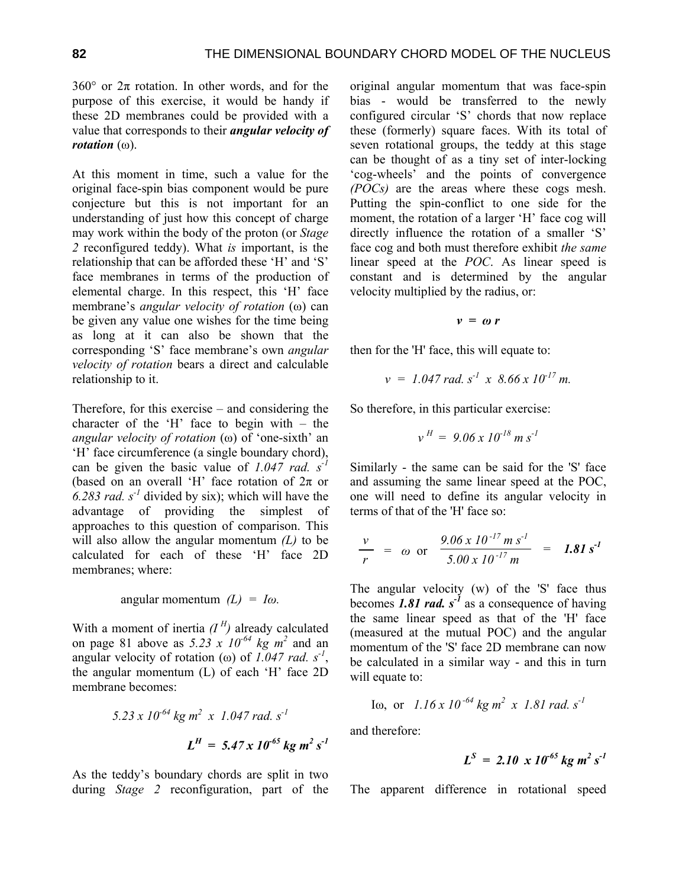360° or 2π rotation. In other words, and for the purpose of this exercise, it would be handy if these 2D membranes could be provided with a value that corresponds to their ***angular velocity of rotation*** (ω).

At this moment in time, such a value for the original face-spin bias component would be pure conjecture but this is not important for an understanding of just how this concept of charge may work within the body of the proton (or *Stage 2* reconfigured teddy). What *is* important, is the relationship that can be afforded these 'H' and 'S' face membranes in terms of the production of elemental charge. In this respect, this 'H' face membrane's *angular velocity of rotation* (ω) can be given any value one wishes for the time being as long at it can also be shown that the corresponding 'S' face membrane's own *angular velocity of rotation* bears a direct and calculable relationship to it.

Therefore, for this exercise – and considering the character of the 'H' face to begin with – the *angular velocity of rotation* (ω) of 'one-sixth' an 'H' face circumference (a single boundary chord), can be given the basic value of $1.047\ rad.\ s^{-1}$ (based on an overall 'H' face rotation of 2π or $6.283\ rad.\ s^{-1}$ divided by six); which will have the advantage of providing the simplest of approaches to this question of comparison. This will also allow the angular momentum *(L)* to be calculated for each of these 'H' face 2D membranes; where:

$$\text{angular momentum } (L) = I\omega.$$

With a moment of inertia $(I^{H})$ already calculated on page 81 above as $5.23 \times 10^{-64}\ kg\ m^2$ and an angular velocity of rotation (ω) of $1.047\ rad.\ s^{-1}$, the angular momentum (L) of each 'H' face 2D membrane becomes:

$$5.23 \times 10^{-64}\ kg\ m^2 \ \times \ 1.047\ rad.\ s^{-1}$$

$$\mathbf{L^H = 5.47 \times 10^{-65}\ kg\ m^2\ s^{-1}}$$

As the teddy's boundary chords are split in two during *Stage 2* reconfiguration, part of the original angular momentum that was face-spin bias - would be transferred to the newly configured circular 'S' chords that now replace these (formerly) square faces. With its total of seven rotational groups, the teddy at this stage can be thought of as a tiny set of inter-locking 'cog-wheels' and the points of convergence *(POCs)* are the areas where these cogs mesh. Putting the spin-conflict to one side for the moment, the rotation of a larger 'H' face cog will directly influence the rotation of a smaller 'S' face cog and both must therefore exhibit *the same* linear speed at the *POC*. As linear speed is constant and is determined by the angular velocity multiplied by the radius, or:

$$v = \omega r$$

then for the 'H' face, this will equate to:

$$v = 1.047\ rad.\ s^{-1} \ \times \ 8.66 \times 10^{-17}\ m.$$

So therefore, in this particular exercise:

$$v^{H} = 9.06 \times 10^{-18}\ m\ s^{-1}$$

Similarly - the same can be said for the 'S' face and assuming the same linear speed at the POC, one will need to define its angular velocity in terms of that of the 'H' face so:

$$\frac{v}{r} = \omega \ \text{ or } \ \frac{9.06 \times 10^{-17}\ m\ s^{-1}}{5.00 \times 10^{-17}\ m} = \mathbf{1.81\ s^{-1}}$$

The angular velocity (w) of the 'S' face thus becomes ***1.81 rad. s^-1*** as a consequence of having the same linear speed as that of the 'H' face (measured at the mutual POC) and the angular momentum of the 'S' face 2D membrane can now be calculated in a similar way - and this in turn will equate to:

$$I\omega, \text{ or } \ 1.16 \times 10^{-64}\ kg\ m^2 \ \times \ 1.81\ rad.\ s^{-1}$$

and therefore:

$$\mathbf{L^S = 2.10 \times 10^{-65}\ kg\ m^2\ s^{-1}}$$

The apparent difference in rotational speed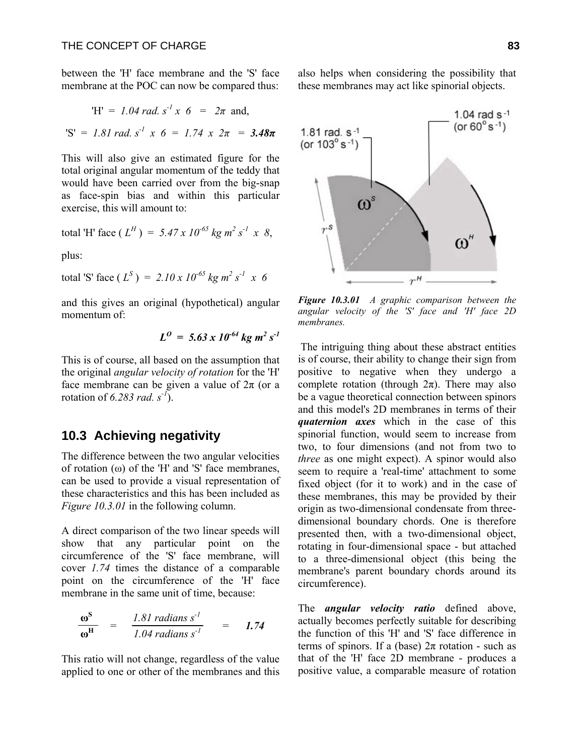between the 'H' face membrane and the 'S' face membrane at the POC can now be compared thus:

$$\text{'H'} = 1.04 \text{ rad. } s^{-1} \times 6 = 2\pi \text{ and,}$$

$$\text{'S'} = 1.81 \text{ rad. } s^{-1} \times 6 = 1.74 \times 2\pi = \mathbf{3.48\pi}$$

This will also give an estimated figure for the total original angular momentum of the teddy that would have been carried over from the big-snap as face-spin bias and within this particular exercise, this will amount to:

total 'H' face ( $L^H$ ) = $5.47 \times 10^{-65}$ $kg\ m^2\ s^{-1} \times 8$,

plus:

total 'S' face ( $L^S$ ) = $2.10 \times 10^{-65}$ $kg\ m^2\ s^{-1} \times 6$

and this gives an original (hypothetical) angular momentum of:

$$\mathbf{L^O = 5.63 \times 10^{-64}\ kg\ m^2\ s^{-1}}$$

This is of course, all based on the assumption that the original *angular velocity of rotation* for the 'H' face membrane can be given a value of 2π (or a rotation of *6.283 rad.* $s^{-1}$).

## 10.3 Achieving negativity

The difference between the two angular velocities of rotation (ω) of the 'H' and 'S' face membranes, can be used to provide a visual representation of these characteristics and this has been included as *Figure 10.3.01* in the following column.

A direct comparison of the two linear speeds will show that any particular point on the circumference of the 'S' face membrane, will cover *1.74* times the distance of a comparable point on the circumference of the 'H' face membrane in the same unit of time, because:

$$\frac{\omega^S}{\omega^H} = \frac{1.81 \text{ radians } s^{-1}}{1.04 \text{ radians } s^{-1}} = \mathbf{1.74}$$

This ratio will not change, regardless of the value applied to one or other of the membranes and this also helps when considering the possibility that these membranes may act like spinorial objects.

1.81 rad. $s^{-1}$ (or 103° $s^{-1}$)

1.04 rad $s^{-1}$ (or 60° $s^{-1}$)

$\omega^S$ $\omega^H$ $r^S$ $r^H$

***Figure 10.3.01*** *A graphic comparison between the angular velocity of the 'S' face and 'H' face 2D membranes.*

The intriguing thing about these abstract entities is of course, their ability to change their sign from positive to negative when they undergo a complete rotation (through 2π). There may also be a vague theoretical connection between spinors and this model's 2D membranes in terms of their ***quaternion axes*** which in the case of this spinorial function, would seem to increase from two, to four dimensions (and not from two to *three* as one might expect). A spinor would also seem to require a 'real-time' attachment to some fixed object (for it to work) and in the case of these membranes, this may be provided by their origin as two-dimensional condensate from three-dimensional boundary chords. One is therefore presented then, with a two-dimensional object, rotating in four-dimensional space - but attached to a three-dimensional object (this being the membrane's parent boundary chords around its circumference).

The ***angular velocity ratio*** defined above, actually becomes perfectly suitable for describing the function of this 'H' and 'S' face difference in terms of spinors. If a (base) 2π rotation - such as that of the 'H' face 2D membrane - produces a positive value, a comparable measure of rotation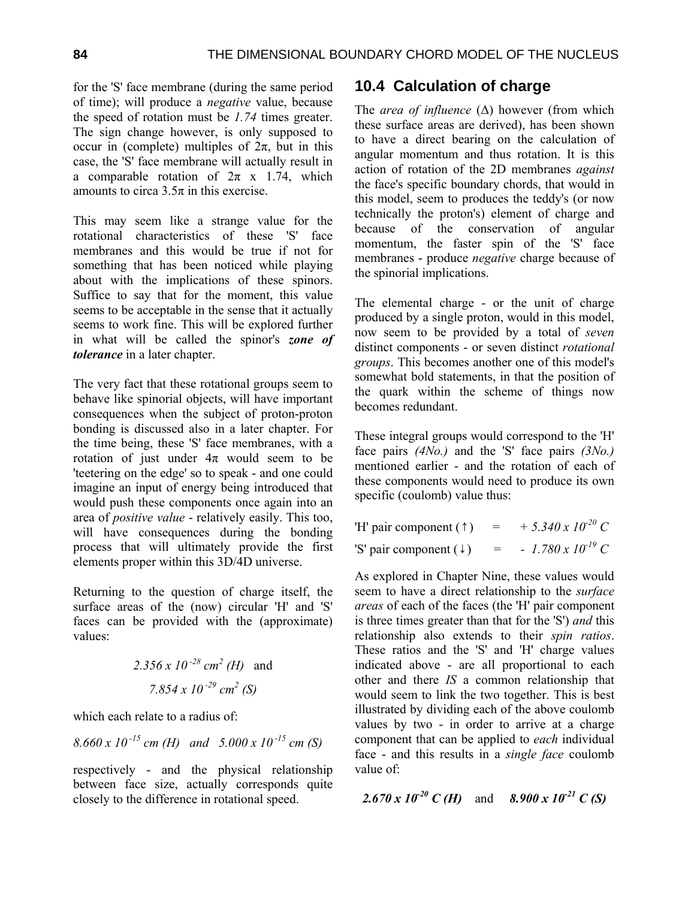for the 'S' face membrane (during the same period of time); will produce a *negative* value, because the speed of rotation must be *1.74* times greater. The sign change however, is only supposed to occur in (complete) multiples of $2\pi$, but in this case, the 'S' face membrane will actually result in a comparable rotation of $2\pi \times 1.74$, which amounts to circa $3.5\pi$ in this exercise.

This may seem like a strange value for the rotational characteristics of these 'S' face membranes and this would be true if not for something that has been noticed while playing about with the implications of these spinors. Suffice to say that for the moment, this value seems to be acceptable in the sense that it actually seems to work fine. This will be explored further in what will be called the spinor's ***zone of tolerance*** in a later chapter.

The very fact that these rotational groups seem to behave like spinorial objects, will have important consequences when the subject of proton-proton bonding is discussed also in a later chapter. For the time being, these 'S' face membranes, with a rotation of just under $4\pi$ would seem to be 'teetering on the edge' so to speak - and one could imagine an input of energy being introduced that would push these components once again into an area of *positive value* - relatively easily. This too, will have consequences during the bonding process that will ultimately provide the first elements proper within this 3D/4D universe.

Returning to the question of charge itself, the surface areas of the (now) circular 'H' and 'S' faces can be provided with the (approximate) values:

$$2.356 \times 10^{-28}\ cm^2\ (H) \quad \text{and}$$

$$7.854 \times 10^{-29}\ cm^2\ (S)$$

which each relate to a radius of:

$8.660 \times 10^{-15}$ *cm (H)* and $5.000 \times 10^{-15}$ *cm (S)*

respectively - and the physical relationship between face size, actually corresponds quite closely to the difference in rotational speed.

## 10.4 Calculation of charge

The *area of influence* ($\Delta$) however (from which these surface areas are derived), has been shown to have a direct bearing on the calculation of angular momentum and thus rotation. It is this action of rotation of the 2D membranes *against* the face's specific boundary chords, that would in this model, seem to produces the teddy's (or now technically the proton's) element of charge and because of the conservation of angular momentum, the faster spin of the 'S' face membranes - produce *negative* charge because of the spinorial implications.

The elemental charge - or the unit of charge produced by a single proton, would in this model, now seem to be provided by a total of *seven* distinct components - or seven distinct *rotational groups*. This becomes another one of this model's somewhat bold statements, in that the position of the quark within the scheme of things now becomes redundant.

These integral groups would correspond to the 'H' face pairs *(4No.)* and the 'S' face pairs *(3No.)* mentioned earlier - and the rotation of each of these components would need to produce its own specific (coulomb) value thus:

'H' pair component ($\uparrow$) = $+\,5.340 \times 10^{-20}\ C$

'S' pair component ($\downarrow$) = $-\,1.780 \times 10^{-19}\ C$

As explored in Chapter Nine, these values would seem to have a direct relationship to the *surface areas* of each of the faces (the 'H' pair component is three times greater than that for the 'S') *and* this relationship also extends to their *spin ratios*. These ratios and the 'S' and 'H' charge values indicated above - are all proportional to each other and there *IS* a common relationship that would seem to link the two together. This is best illustrated by dividing each of the above coulomb values by two - in order to arrive at a charge component that can be applied to *each* individual face - and this results in a *single face* coulomb value of:

$$\mathbf{2.670 \times 10^{-20}\ C\ (H)} \quad \text{and} \quad \mathbf{8.900 \times 10^{-21}\ C\ (S)}$$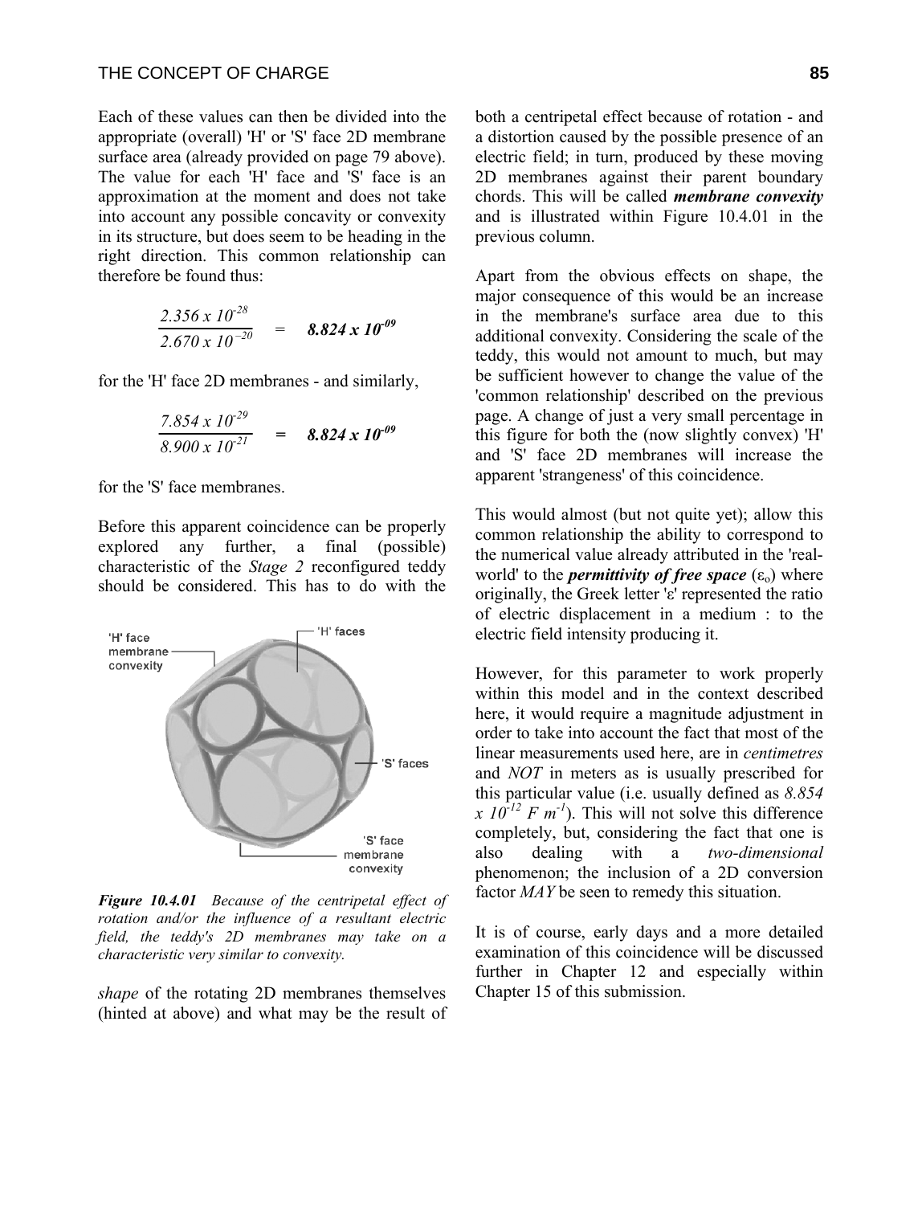Each of these values can then be divided into the appropriate (overall) 'H' or 'S' face 2D membrane surface area (already provided on page 79 above). The value for each 'H' face and 'S' face is an approximation at the moment and does not take into account any possible concavity or convexity in its structure, but does seem to be heading in the right direction. This common relationship can therefore be found thus:

$$\frac{2.356 \times 10^{-28}}{2.670 \times 10^{-20}} = \mathbf{8.824 \times 10^{-09}}$$

for the 'H' face 2D membranes - and similarly,

$$\frac{7.854 \times 10^{-29}}{8.900 \times 10^{-21}} = \mathbf{8.824 \times 10^{-09}}$$

for the 'S' face membranes.

Before this apparent coincidence can be properly explored any further, a final (possible) characteristic of the *Stage 2* reconfigured teddy should be considered. This has to do with the *shape* of the rotating 2D membranes themselves (hinted at above) and what may be the result of both a centripetal effect because of rotation - and a distortion caused by the possible presence of an electric field; in turn, produced by these moving 2D membranes against their parent boundary chords. This will be called ***membrane convexity*** and is illustrated within Figure 10.4.01 in the previous column.

'H' face membrane convexity

'H' faces

'S' faces

'S' face membrane convexity

***Figure 10.4.01*** *Because of the centripetal effect of rotation and/or the influence of a resultant electric field, the teddy's 2D membranes may take on a characteristic very similar to convexity.*

Apart from the obvious effects on shape, the major consequence of this would be an increase in the membrane's surface area due to this additional convexity. Considering the scale of the teddy, this would not amount to much, but may be sufficient however to change the value of the 'common relationship' described on the previous page. A change of just a very small percentage in this figure for both the (now slightly convex) 'H' and 'S' face 2D membranes will increase the apparent 'strangeness' of this coincidence.

This would almost (but not quite yet); allow this common relationship the ability to correspond to the numerical value already attributed in the 'real-world' to the ***permittivity of free space*** ($\varepsilon_o$) where originally, the Greek letter 'ε' represented the ratio of electric displacement in a medium : to the electric field intensity producing it.

However, for this parameter to work properly within this model and in the context described here, it would require a magnitude adjustment in order to take into account the fact that most of the linear measurements used here, are in *centimetres* and *NOT* in meters as is usually prescribed for this particular value (i.e. usually defined as $8.854 \times 10^{-12}$ $F\ m^{-1}$). This will not solve this difference completely, but, considering the fact that one is also dealing with a *two-dimensional* phenomenon; the inclusion of a 2D conversion factor *MAY* be seen to remedy this situation.

It is of course, early days and a more detailed examination of this coincidence will be discussed further in Chapter 12 and especially within Chapter 15 of this submission.